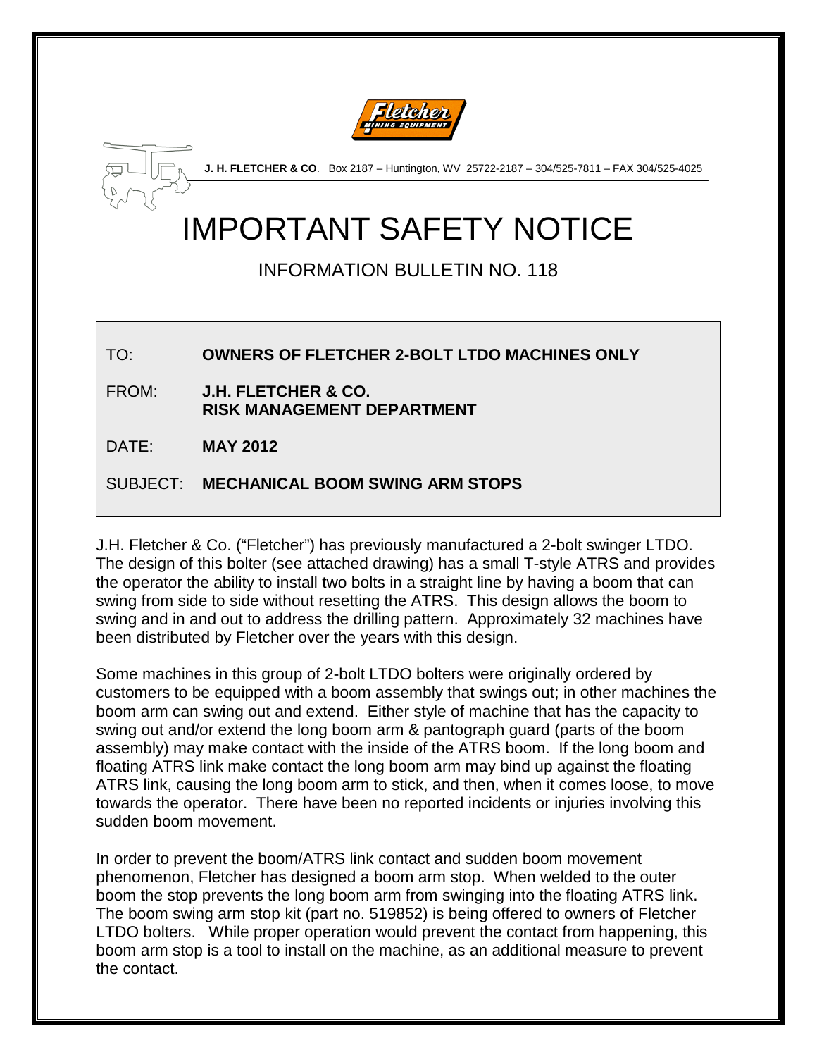**J. H. FLETCHER & CO**. Box 2187 – Huntington, WV 25722-2187 – 304/525-7811 – FAX 304/525-4025

# IMPORTANT SAFETY NOTICE

## INFORMATION BULLETIN NO. 118

| | |
|---|---|
| TO: | **OWNERS OF FLETCHER 2-BOLT LTDO MACHINES ONLY** |
| FROM: | **J.H. FLETCHER & CO.**<br>**RISK MANAGEMENT DEPARTMENT** |
| DATE: | **MAY 2012** |
| SUBJECT: | **MECHANICAL BOOM SWING ARM STOPS** |

J.H. Fletcher & Co. ("Fletcher") has previously manufactured a 2-bolt swinger LTDO. The design of this bolter (see attached drawing) has a small T-style ATRS and provides the operator the ability to install two bolts in a straight line by having a boom that can swing from side to side without resetting the ATRS. This design allows the boom to swing and in and out to address the drilling pattern. Approximately 32 machines have been distributed by Fletcher over the years with this design.

Some machines in this group of 2-bolt LTDO bolters were originally ordered by customers to be equipped with a boom assembly that swings out; in other machines the boom arm can swing out and extend. Either style of machine that has the capacity to swing out and/or extend the long boom arm & pantograph guard (parts of the boom assembly) may make contact with the inside of the ATRS boom. If the long boom and floating ATRS link make contact the long boom arm may bind up against the floating ATRS link, causing the long boom arm to stick, and then, when it comes loose, to move towards the operator. There have been no reported incidents or injuries involving this sudden boom movement.

In order to prevent the boom/ATRS link contact and sudden boom movement phenomenon, Fletcher has designed a boom arm stop. When welded to the outer boom the stop prevents the long boom arm from swinging into the floating ATRS link. The boom swing arm stop kit (part no. 519852) is being offered to owners of Fletcher LTDO bolters. While proper operation would prevent the contact from happening, this boom arm stop is a tool to install on the machine, as an additional measure to prevent the contact.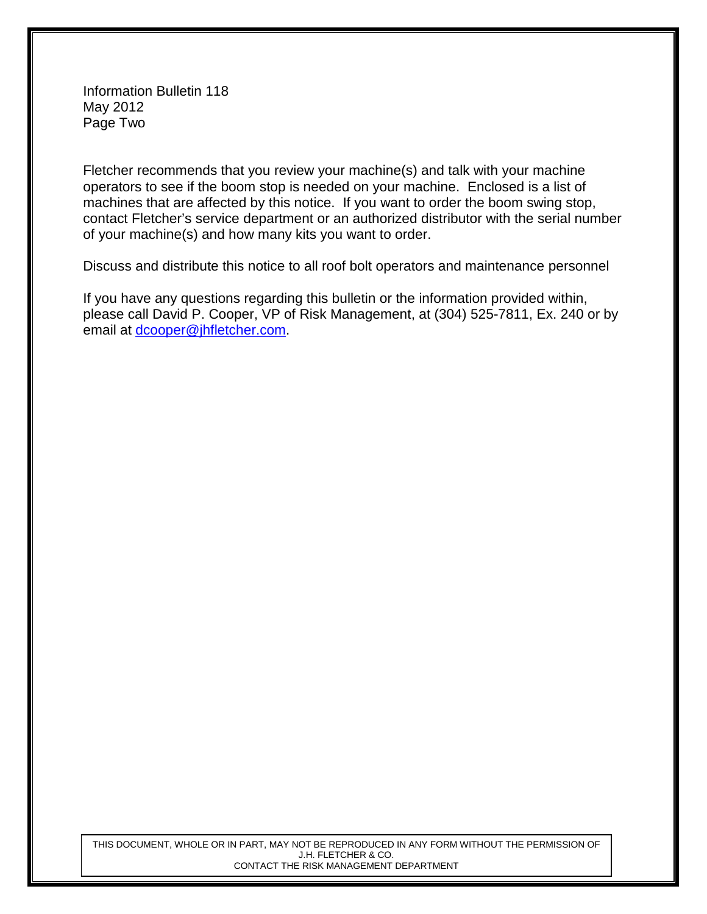Fletcher recommends that you review your machine(s) and talk with your machine operators to see if the boom stop is needed on your machine. Enclosed is a list of machines that are affected by this notice. If you want to order the boom swing stop, contact Fletcher's service department or an authorized distributor with the serial number of your machine(s) and how many kits you want to order.

Discuss and distribute this notice to all roof bolt operators and maintenance personnel

If you have any questions regarding this bulletin or the information provided within, please call David P. Cooper, VP of Risk Management, at (304) 525-7811, Ex. 240 or by email at dcooper@jhfletcher.com.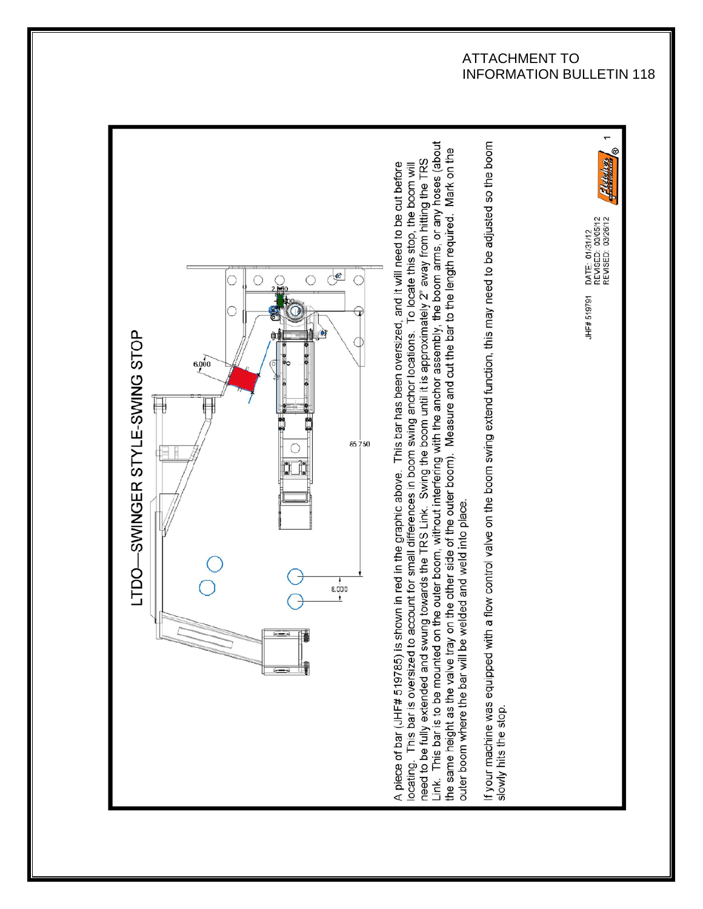ATTACHMENT TO
INFORMATION BULLETIN 118

# LTDO—SWINGER STYLE-SWING STOP

A piece of bar (JHF# 519785) is shown in red in the graphic above. This bar has been oversized, and it will need to be cut before locating. This bar is oversized to account for small differences in boom swing anchor locations. To locate this stop, the boom will need to be fully extended and swung towards the TRS Link. Swing the boom until it is approximately 2" away from hitting the TRS Link. This bar is to be mounted on the outer boom, without interfering with the anchor assembly, the boom arms, or any hoses (about the same height as the valve tray on the other side of the outer boom). Measure and cut the bar to the length required. Mark on the outer boom where the bar will be welded and weld into place.

If your machine was equipped with a flow control valve on the boom swing extend function, this may need to be adjusted so the boom slowly hits the stop.

JHF# 519791 DATE: 01/31/12 REVISED: 03/05/12 REVISED: 03/26/12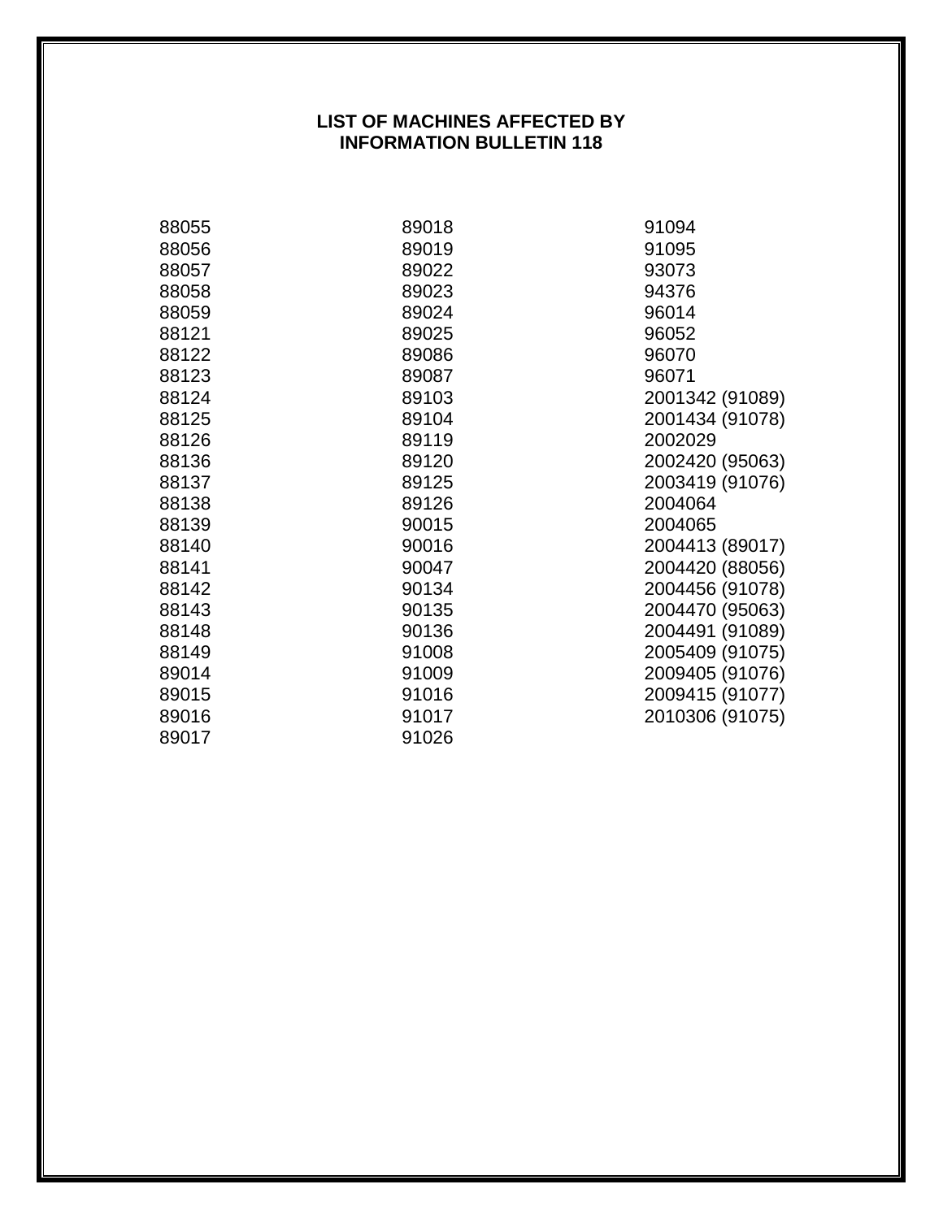**LIST OF MACHINES AFFECTED BY**
**INFORMATION BULLETIN 118**

| | | |
|---|---|---|
| 88055 | 89018 | 91094 |
| 88056 | 89019 | 91095 |
| 88057 | 89022 | 93073 |
| 88058 | 89023 | 94376 |
| 88059 | 89024 | 96014 |
| 88121 | 89025 | 96052 |
| 88122 | 89086 | 96070 |
| 88123 | 89087 | 96071 |
| 88124 | 89103 | 2001342 (91089) |
| 88125 | 89104 | 2001434 (91078) |
| 88126 | 89119 | 2002029 |
| 88136 | 89120 | 2002420 (95063) |
| 88137 | 89125 | 2003419 (91076) |
| 88138 | 89126 | 2004064 |
| 88139 | 90015 | 2004065 |
| 88140 | 90016 | 2004413 (89017) |
| 88141 | 90047 | 2004420 (88056) |
| 88142 | 90134 | 2004456 (91078) |
| 88143 | 90135 | 2004470 (95063) |
| 88148 | 90136 | 2004491 (91089) |
| 88149 | 91008 | 2005409 (91075) |
| 89014 | 91009 | 2009405 (91076) |
| 89015 | 91016 | 2009415 (91077) |
| 89016 | 91017 | 2010306 (91075) |
| 89017 | 91026 | |